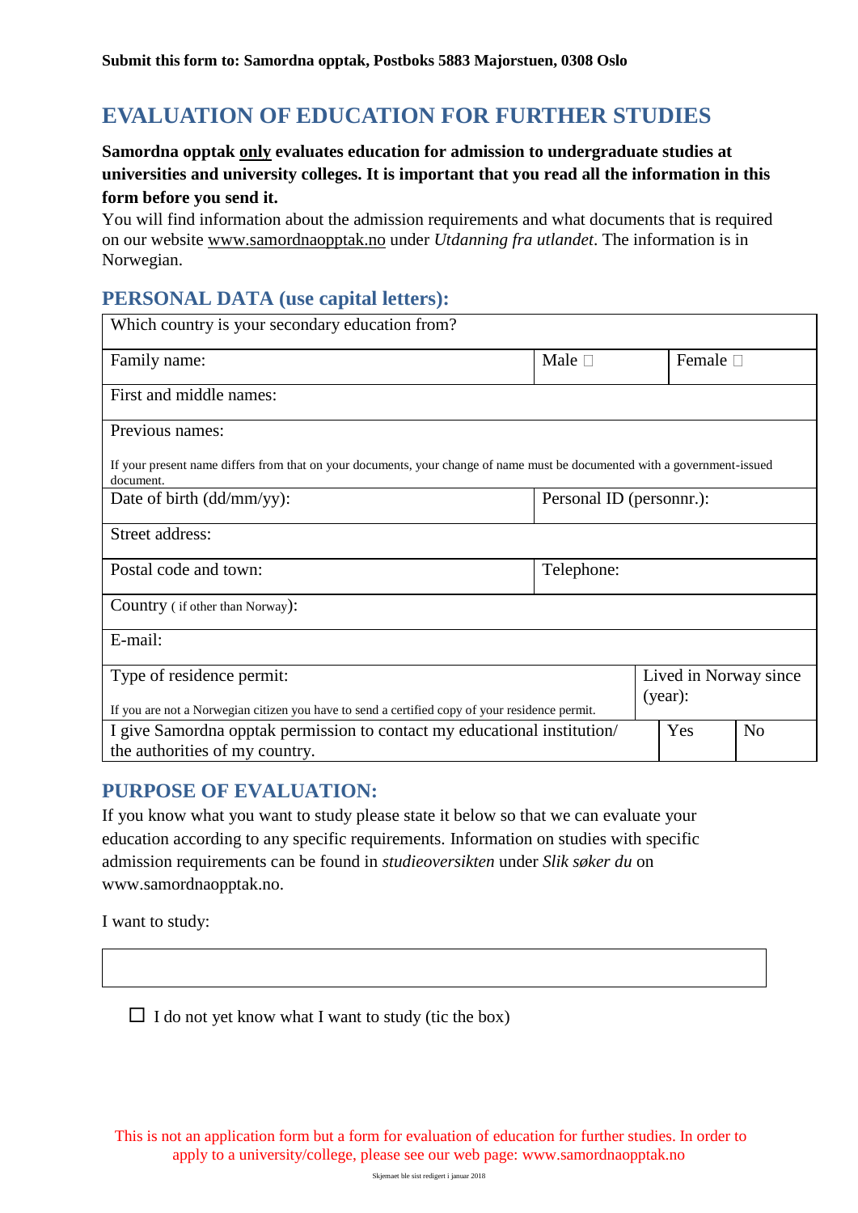**Submit this form to: Samordna opptak, Postboks 5883 Majorstuen, 0308 Oslo**

# EVALUATION OF EDUCATION FOR FURTHER STUDIES

**Samordna opptak <u>only</u> evaluates education for admission to undergraduate studies at universities and university colleges. It is important that you read all the information in this form before you send it.**

You will find information about the admission requirements and what documents that is required on our website www.samordnaopptak.no under *Utdanning fra utlandet*. The information is in Norwegian.

## PERSONAL DATA (use capital letters):

| | | | |
|---|---|---|---|
| Which country is your secondary education from? | | | |
| Family name: | Male ☐ | Female ☐ | |
| First and middle names: | | | |
| Previous names:<br><br>If your present name differs from that on your documents, your change of name must be documented with a government-issued document. | | | |
| Date of birth (dd/mm/yy): | Personal ID (personnr.): | | |
| Street address: | | | |
| Postal code and town: | Telephone: | | |
| Country ( if other than Norway): | | | |
| E-mail: | | | |
| Type of residence permit:<br><br>If you are not a Norwegian citizen you have to send a certified copy of your residence permit. | Lived in Norway since (year): | | |
| I give Samordna opptak permission to contact my educational institution/ the authorities of my country. | Yes | No | |

## PURPOSE OF EVALUATION:

If you know what you want to study please state it below so that we can evaluate your education according to any specific requirements. Information on studies with specific admission requirements can be found in *studieoversikten* under *Slik søker du* on www.samordnaopptak.no.

I want to study:

| |
|---|
| |

☐ I do not yet know what I want to study (tic the box)

This is not an application form but a form for evaluation of education for further studies. In order to apply to a university/college, please see our web page: www.samordnaopptak.no

Skjemaet ble sist redigert i januar 2018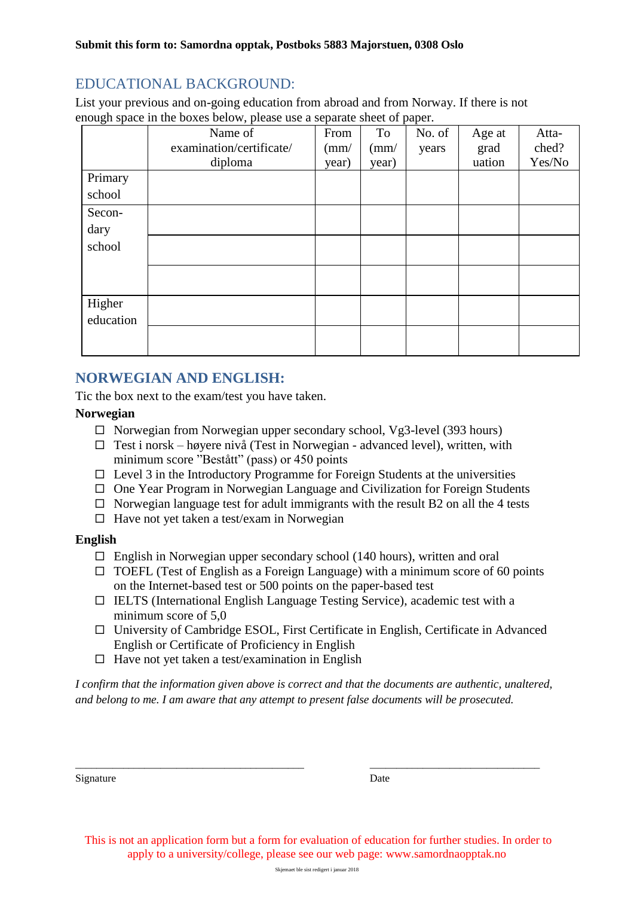**Submit this form to: Samordna opptak, Postboks 5883 Majorstuen, 0308 Oslo**

## EDUCATIONAL BACKGROUND:

List your previous and on-going education from abroad and from Norway. If there is not enough space in the boxes below, please use a separate sheet of paper.

| | Name of examination/certificate/ diploma | From (mm/ year) | To (mm/ year) | No. of years | Age at graduation | Attached? Yes/No |
|---|---|---|---|---|---|---|
| Primary school | | | | | | |
| Secondary school | | | | | | |
| | | | | | | |
| | | | | | | |
| Higher education | | | | | | |
| | | | | | | |

## NORWEGIAN AND ENGLISH:

Tic the box next to the exam/test you have taken.

**Norwegian**

- ☐ Norwegian from Norwegian upper secondary school, Vg3-level (393 hours)
- ☐ Test i norsk – høyere nivå (Test in Norwegian - advanced level), written, with minimum score ”Bestått” (pass) or 450 points
- ☐ Level 3 in the Introductory Programme for Foreign Students at the universities
- ☐ One Year Program in Norwegian Language and Civilization for Foreign Students
- ☐ Norwegian language test for adult immigrants with the result B2 on all the 4 tests
- ☐ Have not yet taken a test/exam in Norwegian

**English**

- ☐ English in Norwegian upper secondary school (140 hours), written and oral
- ☐ TOEFL (Test of English as a Foreign Language) with a minimum score of 60 points on the Internet-based test or 500 points on the paper-based test
- ☐ IELTS (International English Language Testing Service), academic test with a minimum score of 5,0
- ☐ University of Cambridge ESOL, First Certificate in English, Certificate in Advanced English or Certificate of Proficiency in English
- ☐ Have not yet taken a test/examination in English

*I confirm that the information given above is correct and that the documents are authentic, unaltered, and belong to me. I am aware that any attempt to present false documents will be prosecuted.*

\_\_\_\_\_\_\_\_\_\_\_\_\_\_\_\_\_\_\_\_\_\_\_\_\_\_\_\_\_\_\_\_\_\_\_\_\_\_\_\_ \_\_\_\_\_\_\_\_\_\_\_\_\_\_\_\_\_\_\_\_\_\_\_\_\_\_\_\_\_\_

Signature Date

This is not an application form but a form for evaluation of education for further studies. In order to apply to a university/college, please see our web page: www.samordnaopptak.no

Skjemaet ble sist redigert i januar 2018